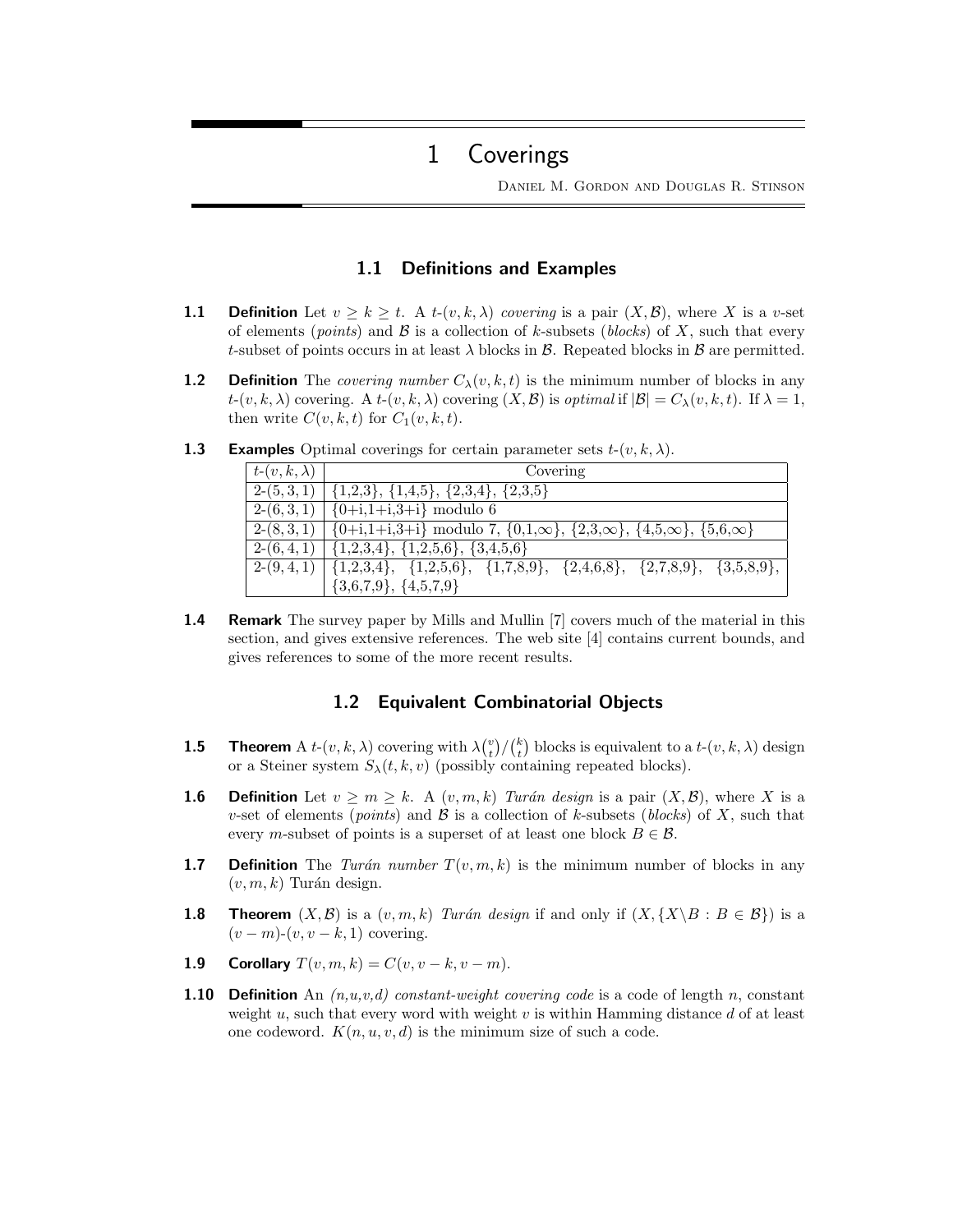# 1 Coverings

Daniel M. Gordon and Douglas R. Stinson

## 1.1 Definitions and Examples

**1.1 Definition** Let $v \geq k \geq t$. A $t$-$(v, k, \lambda)$ *covering* is a pair $(X, \mathcal{B})$, where $X$ is a $v$-set of elements (*points*) and $\mathcal{B}$ is a collection of $k$-subsets (*blocks*) of $X$, such that every $t$-subset of points occurs in at least $\lambda$ blocks in $\mathcal{B}$. Repeated blocks in $\mathcal{B}$ are permitted.

**1.2 Definition** The *covering number* $C_\lambda(v, k, t)$ is the minimum number of blocks in any $t$-$(v, k, \lambda)$ covering. A $t$-$(v, k, \lambda)$ covering $(X, \mathcal{B})$ is *optimal* if $|\mathcal{B}| = C_\lambda(v, k, t)$. If $\lambda = 1$, then write $C(v, k, t)$ for $C_1(v, k, t)$.

**1.3 Examples** Optimal coverings for certain parameter sets $t$-$(v, k, \lambda)$.

| $t$-$(v, k, \lambda)$ | Covering |
|---|---|
| 2-$(5, 3, 1)$ | {1,2,3}, {1,4,5}, {2,3,4}, {2,3,5} |
| 2-$(6, 3, 1)$ | {0+i,1+i,3+i} modulo 6 |
| 2-$(8, 3, 1)$ | {0+i,1+i,3+i} modulo 7, {0,1,$\infty$}, {2,3,$\infty$}, {4,5,$\infty$}, {5,6,$\infty$} |
| 2-$(6, 4, 1)$ | {1,2,3,4}, {1,2,5,6}, {3,4,5,6} |
| 2-$(9, 4, 1)$ | {1,2,3,4}, {1,2,5,6}, {1,7,8,9}, {2,4,6,8}, {2,7,8,9}, {3,5,8,9}, {3,6,7,9}, {4,5,7,9} |

**1.4 Remark** The survey paper by Mills and Mullin [7] covers much of the material in this section, and gives extensive references. The web site [4] contains current bounds, and gives references to some of the more recent results.

## 1.2 Equivalent Combinatorial Objects

**1.5 Theorem** A $t$-$(v, k, \lambda)$ covering with $\lambda\binom{v}{t}/\binom{k}{t}$ blocks is equivalent to a $t$-$(v, k, \lambda)$ design or a Steiner system $S_\lambda(t, k, v)$ (possibly containing repeated blocks).

**1.6 Definition** Let $v \geq m \geq k$. A $(v, m, k)$ *Turán design* is a pair $(X, \mathcal{B})$, where $X$ is a $v$-set of elements (*points*) and $\mathcal{B}$ is a collection of $k$-subsets (*blocks*) of $X$, such that every $m$-subset of points is a superset of at least one block $B \in \mathcal{B}$.

**1.7 Definition** The *Turán number* $T(v, m, k)$ is the minimum number of blocks in any $(v, m, k)$ Turán design.

**1.8 Theorem** $(X, \mathcal{B})$ is a $(v, m, k)$ *Turán design* if and only if $(X, \{X \backslash B : B \in \mathcal{B}\})$ is a $(v - m)$-$(v, v - k, 1)$ covering.

**1.9 Corollary** $T(v, m, k) = C(v, v - k, v - m)$.

**1.10 Definition** An *(n,u,v,d) constant-weight covering code* is a code of length $n$, constant weight $u$, such that every word with weight $v$ is within Hamming distance $d$ of at least one codeword. $K(n, u, v, d)$ is the minimum size of such a code.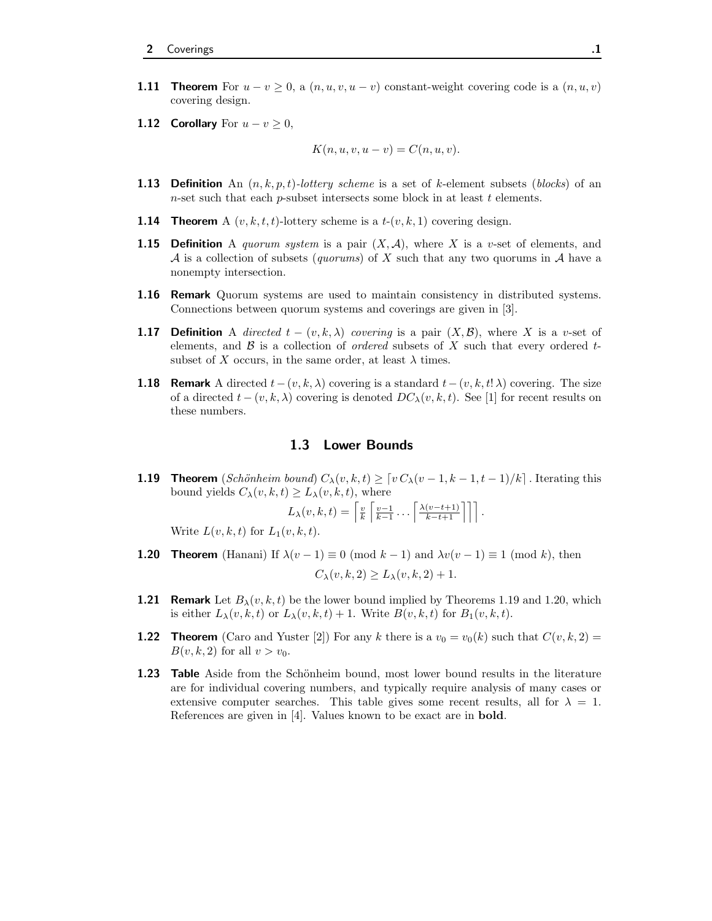**1.11 Theorem** For $u - v \geq 0$, a $(n, u, v, u-v)$ constant-weight covering code is a $(n, u, v)$ covering design.

**1.12 Corollary** For $u - v \geq 0$,

$$K(n, u, v, u-v) = C(n, u, v).$$

**1.13 Definition** An $(n, k, p, t)$-*lottery scheme* is a set of $k$-element subsets (*blocks*) of an $n$-set such that each $p$-subset intersects some block in at least $t$ elements.

**1.14 Theorem** A $(v, k, t, t)$-lottery scheme is a $t$-$(v, k, 1)$ covering design.

**1.15 Definition** A *quorum system* is a pair $(X, \mathcal{A})$, where $X$ is a $v$-set of elements, and $\mathcal{A}$ is a collection of subsets (*quorums*) of $X$ such that any two quorums in $\mathcal{A}$ have a nonempty intersection.

**1.16 Remark** Quorum systems are used to maintain consistency in distributed systems. Connections between quorum systems and coverings are given in [3].

**1.17 Definition** A *directed* $t-(v, k, \lambda)$ *covering* is a pair $(X, \mathcal{B})$, where $X$ is a $v$-set of elements, and $\mathcal{B}$ is a collection of *ordered* subsets of $X$ such that every ordered $t$-subset of $X$ occurs, in the same order, at least $\lambda$ times.

**1.18 Remark** A directed $t-(v, k, \lambda)$ covering is a standard $t-(v, k, t!\,\lambda)$ covering. The size of a directed $t-(v, k, \lambda)$ covering is denoted $DC_\lambda(v, k, t)$. See [1] for recent results on these numbers.

## 1.3 Lower Bounds

**1.19 Theorem** (*Schönheim bound*) $C_\lambda(v, k, t) \geq \lceil v\, C_\lambda(v-1, k-1, t-1)/k \rceil$. Iterating this bound yields $C_\lambda(v, k, t) \geq L_\lambda(v, k, t)$, where

$$L_\lambda(v, k, t) = \left\lceil \frac{v}{k} \left\lceil \frac{v-1}{k-1} \cdots \left\lceil \frac{\lambda(v-t+1)}{k-t+1} \right\rceil \right\rceil \right\rceil.$$

Write $L(v, k, t)$ for $L_1(v, k, t)$.

**1.20 Theorem** (Hanani) If $\lambda(v-1) \equiv 0 \pmod{k-1}$ and $\lambda v(v-1) \equiv 1 \pmod{k}$, then

$$C_\lambda(v, k, 2) \geq L_\lambda(v, k, 2) + 1.$$

**1.21 Remark** Let $B_\lambda(v, k, t)$ be the lower bound implied by Theorems 1.19 and 1.20, which is either $L_\lambda(v, k, t)$ or $L_\lambda(v, k, t) + 1$. Write $B(v, k, t)$ for $B_1(v, k, t)$.

**1.22 Theorem** (Caro and Yuster [2]) For any $k$ there is a $v_0 = v_0(k)$ such that $C(v, k, 2) = B(v, k, 2)$ for all $v > v_0$.

**1.23 Table** Aside from the Schönheim bound, most lower bound results in the literature are for individual covering numbers, and typically require analysis of many cases or extensive computer searches. This table gives some recent results, all for $\lambda = 1$. References are given in [4]. Values known to be exact are in **bold**.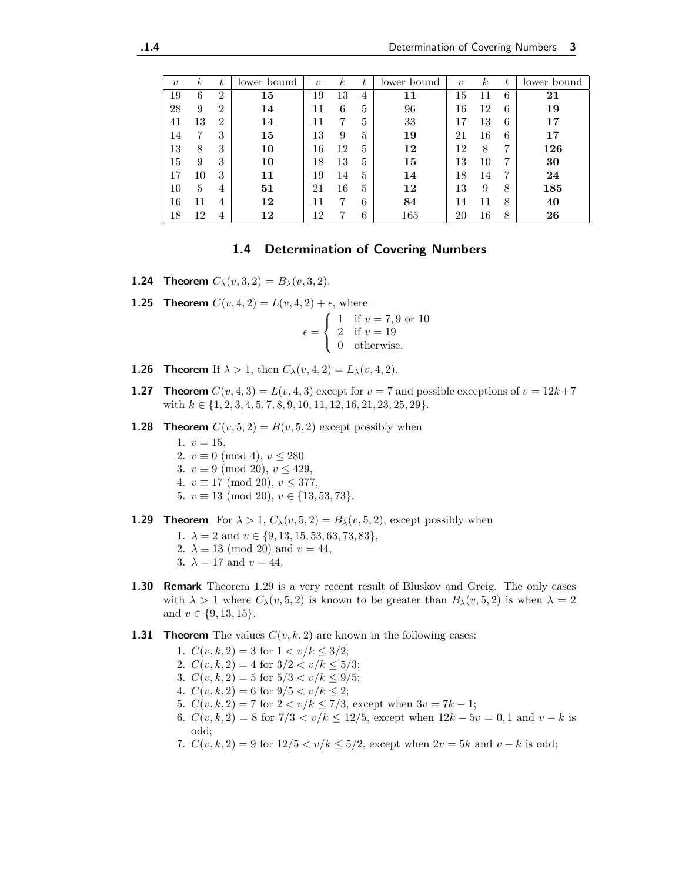| $v$ | $k$ | $t$ | lower bound | $v$ | $k$ | $t$ | lower bound | $v$ | $k$ | $t$ | lower bound |
|---|---|---|---|---|---|---|---|---|---|---|---|
| 19 | 6 | 2 | **15** | 19 | 13 | 4 | **11** | 15 | 11 | 6 | **21** |
| 28 | 9 | 2 | **14** | 11 | 6 | 5 | 96 | 16 | 12 | 6 | **19** |
| 41 | 13 | 2 | **14** | 11 | 7 | 5 | 33 | 17 | 13 | 6 | **17** |
| 14 | 7 | 3 | **15** | 13 | 9 | 5 | **19** | 21 | 16 | 6 | **17** |
| 13 | 8 | 3 | **10** | 16 | 12 | 5 | **12** | 12 | 8 | 7 | **126** |
| 15 | 9 | 3 | **10** | 18 | 13 | 5 | **15** | 13 | 10 | 7 | **30** |
| 17 | 10 | 3 | **11** | 19 | 14 | 5 | **14** | 18 | 14 | 7 | **24** |
| 10 | 5 | 4 | **51** | 21 | 16 | 5 | **12** | 13 | 9 | 8 | **185** |
| 16 | 11 | 4 | **12** | 11 | 7 | 6 | **84** | 14 | 11 | 8 | **40** |
| 18 | 12 | 4 | **12** | 12 | 7 | 6 | 165 | 20 | 16 | 8 | **26** |

## 1.4 Determination of Covering Numbers

**1.24 Theorem** $C_\lambda(v,3,2) = B_\lambda(v,3,2)$.

**1.25 Theorem** $C(v,4,2) = L(v,4,2) + \epsilon$, where

$$\epsilon = \begin{cases} 1 & \text{if } v = 7, 9 \text{ or } 10 \\ 2 & \text{if } v = 19 \\ 0 & \text{otherwise.} \end{cases}$$

**1.26 Theorem** If $\lambda > 1$, then $C_\lambda(v,4,2) = L_\lambda(v,4,2)$.

**1.27 Theorem** $C(v,4,3) = L(v,4,3)$ except for $v = 7$ and possible exceptions of $v = 12k+7$ with $k \in \{1,2,3,4,5,7,8,9,10,11,12,16,21,23,25,29\}$.

**1.28 Theorem** $C(v,5,2) = B(v,5,2)$ except possibly when

1. $v = 15$,
2. $v \equiv 0 \pmod 4$, $v \le 280$
3. $v \equiv 9 \pmod{20}$, $v \le 429$,
4. $v \equiv 17 \pmod{20}$, $v \le 377$,
5. $v \equiv 13 \pmod{20}$, $v \in \{13, 53, 73\}$.

**1.29 Theorem** For $\lambda > 1$, $C_\lambda(v,5,2) = B_\lambda(v,5,2)$, except possibly when

1. $\lambda = 2$ and $v \in \{9, 13, 15, 53, 63, 73, 83\}$,
2. $\lambda \equiv 13 \pmod{20}$ and $v = 44$,
3. $\lambda = 17$ and $v = 44$.

**1.30 Remark** Theorem 1.29 is a very recent result of Bluskov and Greig. The only cases with $\lambda > 1$ where $C_\lambda(v,5,2)$ is known to be greater than $B_\lambda(v,5,2)$ is when $\lambda = 2$ and $v \in \{9, 13, 15\}$.

**1.31 Theorem** The values $C(v,k,2)$ are known in the following cases:

1. $C(v,k,2) = 3$ for $1 < v/k \le 3/2$;
2. $C(v,k,2) = 4$ for $3/2 < v/k \le 5/3$;
3. $C(v,k,2) = 5$ for $5/3 < v/k \le 9/5$;
4. $C(v,k,2) = 6$ for $9/5 < v/k \le 2$;
5. $C(v,k,2) = 7$ for $2 < v/k \le 7/3$, except when $3v = 7k - 1$;
6. $C(v,k,2) = 8$ for $7/3 < v/k \le 12/5$, except when $12k - 5v = 0, 1$ and $v - k$ is odd;
7. $C(v,k,2) = 9$ for $12/5 < v/k \le 5/2$, except when $2v = 5k$ and $v - k$ is odd;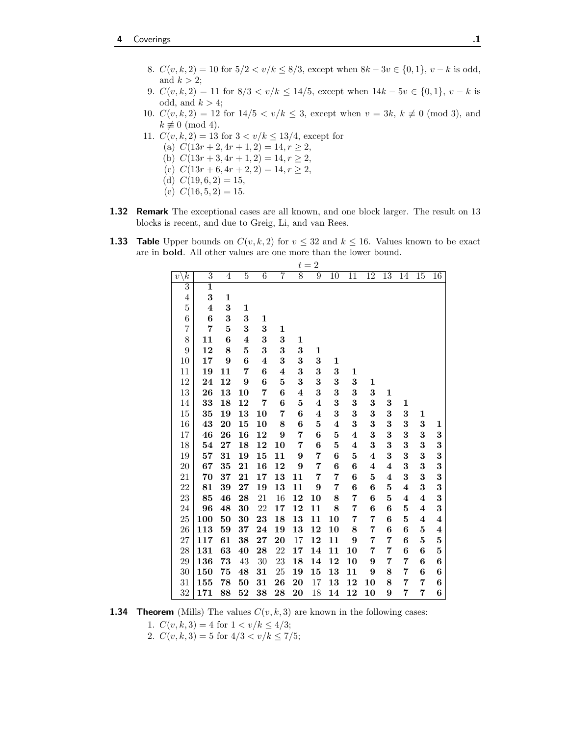8. $C(v,k,2) = 10$ for $5/2 < v/k \leq 8/3$, except when $8k - 3v \in \{0,1\}$, $v-k$ is odd, and $k > 2$;
9. $C(v,k,2) = 11$ for $8/3 < v/k \leq 14/5$, except when $14k - 5v \in \{0,1\}$, $v-k$ is odd, and $k > 4$;
10. $C(v,k,2) = 12$ for $14/5 < v/k \leq 3$, except when $v = 3k$, $k \not\equiv 0 \pmod 3$, and $k \not\equiv 0 \pmod 4$.
11. $C(v,k,2) = 13$ for $3 < v/k \leq 13/4$, except for
    (a) $C(13r+2, 4r+1, 2) = 14, r \geq 2$,
    (b) $C(13r+3, 4r+1, 2) = 14, r \geq 2$,
    (c) $C(13r+6, 4r+2, 2) = 14, r \geq 2$,
    (d) $C(19,6,2) = 15$,
    (e) $C(16,5,2) = 15$.

**1.32 Remark** The exceptional cases are all known, and one block larger. The result on 13 blocks is recent, and due to Greig, Li, and van Rees.

**1.33 Table** Upper bounds on $C(v,k,2)$ for $v \leq 32$ and $k \leq 16$. Values known to be exact are in **bold**. All other values are one more than the lower bound.

$t = 2$

| $v \backslash k$ | 3 | 4 | 5 | 6 | 7 | 8 | 9 | 10 | 11 | 12 | 13 | 14 | 15 | 16 |
|---|---|---|---|---|---|---|---|---|---|---|---|---|---|---|
| 3 | **1** | | | | | | | | | | | | | |
| 4 | **3** | **1** | | | | | | | | | | | | |
| 5 | **4** | **3** | **1** | | | | | | | | | | | |
| 6 | **6** | **3** | **3** | **1** | | | | | | | | | | |
| 7 | **7** | **5** | **3** | **3** | **1** | | | | | | | | | |
| 8 | **11** | **6** | **4** | **3** | **3** | **1** | | | | | | | | |
| 9 | **12** | **8** | **5** | **3** | **3** | **3** | **1** | | | | | | | |
| 10 | **17** | **9** | **6** | **4** | **3** | **3** | **3** | **1** | | | | | | |
| 11 | **19** | **11** | **7** | **6** | **4** | **3** | **3** | **3** | **1** | | | | | |
| 12 | **24** | **12** | **9** | **6** | **5** | **3** | **3** | **3** | **3** | **1** | | | | |
| 13 | **26** | **13** | **10** | **7** | **6** | **4** | **3** | **3** | **3** | **3** | **1** | | | |
| 14 | **33** | **18** | **12** | **7** | **6** | **5** | **4** | **3** | **3** | **3** | **3** | **1** | | |
| 15 | **35** | **19** | **13** | **10** | **7** | **6** | **4** | **3** | **3** | **3** | **3** | **3** | **1** | |
| 16 | **43** | **20** | **15** | **10** | **8** | **6** | **5** | **4** | **3** | **3** | **3** | **3** | **3** | **1** |
| 17 | **46** | **26** | **16** | **12** | **9** | **7** | **6** | **5** | **4** | **3** | **3** | **3** | **3** | **3** |
| 18 | **54** | **27** | **18** | **12** | **10** | **7** | **6** | **5** | **4** | **3** | **3** | **3** | **3** | **3** |
| 19 | **57** | **31** | **19** | **15** | **11** | **9** | **7** | **6** | **5** | **4** | **3** | **3** | **3** | **3** |
| 20 | **67** | **35** | **21** | **16** | **12** | **9** | **7** | **6** | **6** | **4** | **4** | **3** | **3** | **3** |
| 21 | **70** | **37** | **21** | **17** | **13** | **11** | **7** | **7** | **6** | **5** | **4** | **3** | **3** | **3** |
| 22 | **81** | **39** | **27** | **19** | **13** | **11** | **9** | **7** | **6** | **6** | **5** | **4** | **3** | **3** |
| 23 | **85** | **46** | **28** | 21 | 16 | **12** | **10** | **8** | **7** | **6** | **5** | **4** | **4** | **3** |
| 24 | **96** | **48** | **30** | 22 | **17** | **12** | **11** | **8** | **7** | **6** | **6** | **5** | **4** | **3** |
| 25 | **100** | **50** | **30** | **23** | **18** | **13** | **11** | **10** | **7** | **7** | **6** | **5** | **4** | **4** |
| 26 | **113** | **59** | **37** | **24** | **19** | **13** | **12** | **10** | **8** | **7** | **6** | **6** | **5** | **4** |
| 27 | **117** | **61** | **38** | **27** | **20** | 17 | **12** | **11** | **9** | **7** | **7** | **6** | **5** | **5** |
| 28 | **131** | **63** | **40** | **28** | 22 | **17** | **14** | **11** | **10** | **7** | **7** | **6** | **6** | **5** |
| 29 | **136** | **73** | 43 | 30 | 23 | **18** | **14** | **12** | **10** | **9** | **7** | **7** | **6** | **6** |
| 30 | **150** | **75** | **48** | **31** | 25 | **19** | **15** | **13** | **11** | **9** | **8** | **7** | **6** | **6** |
| 31 | **155** | **78** | **50** | **31** | **26** | **20** | 17 | **13** | **12** | **10** | **8** | **7** | **7** | **6** |
| 32 | **171** | **88** | **52** | **38** | **28** | **20** | 18 | **14** | **12** | **10** | **9** | **7** | **7** | **6** |

**1.34 Theorem** (Mills) The values $C(v,k,3)$ are known in the following cases:

1. $C(v,k,3) = 4$ for $1 < v/k \leq 4/3$;
2. $C(v,k,3) = 5$ for $4/3 < v/k \leq 7/5$;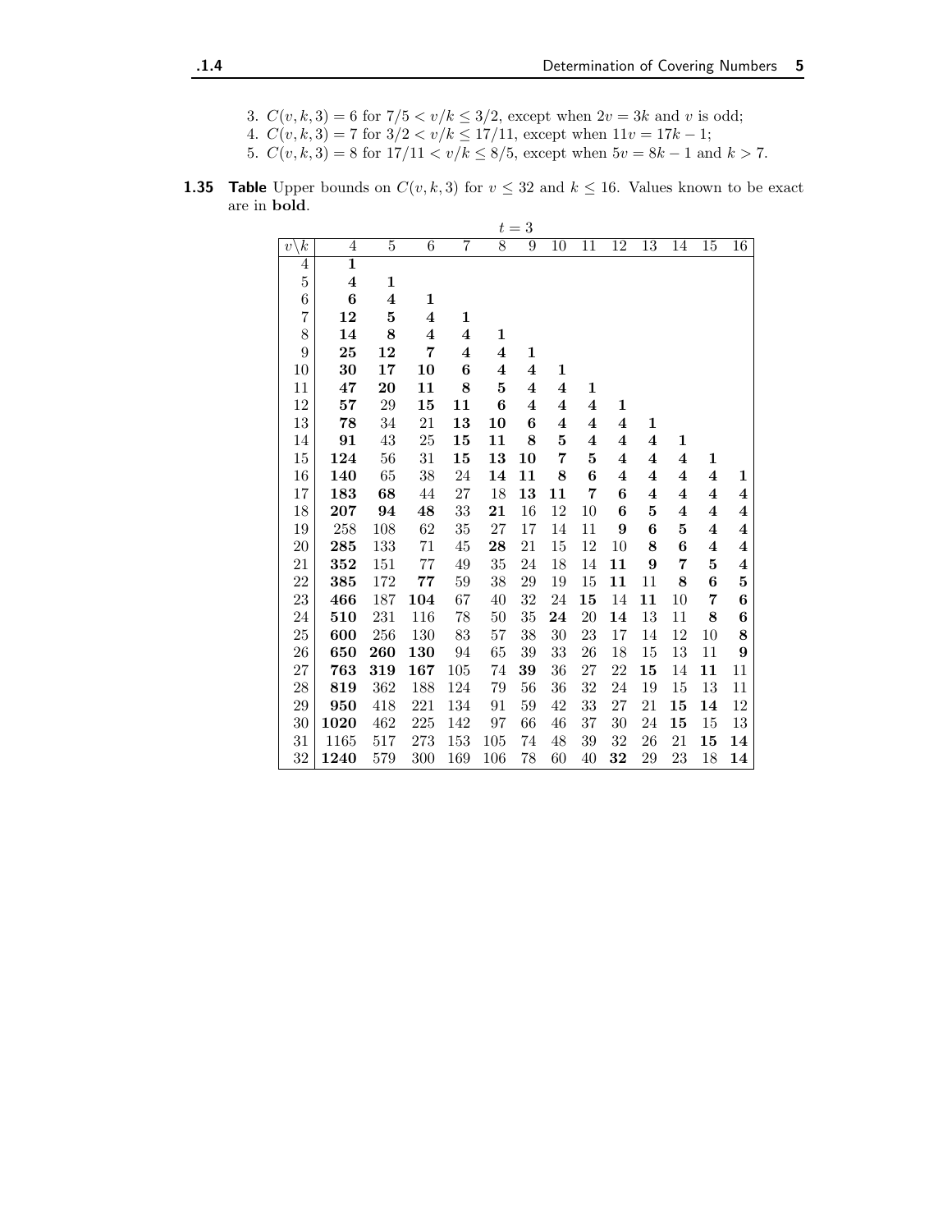3. $C(v, k, 3) = 6$ for $7/5 < v/k \leq 3/2$, except when $2v = 3k$ and $v$ is odd;
4. $C(v, k, 3) = 7$ for $3/2 < v/k \leq 17/11$, except when $11v = 17k - 1$;
5. $C(v, k, 3) = 8$ for $17/11 < v/k \leq 8/5$, except when $5v = 8k - 1$ and $k > 7$.

**1.35 Table** Upper bounds on $C(v, k, 3)$ for $v \leq 32$ and $k \leq 16$. Values known to be exact are in **bold**.

$t = 3$

| $v \backslash k$ | 4 | 5 | 6 | 7 | 8 | 9 | 10 | 11 | 12 | 13 | 14 | 15 | 16 |
|---|---|---|---|---|---|---|---|---|---|---|---|---|---|
| 4 | **1** | | | | | | | | | | | | |
| 5 | **4** | **1** | | | | | | | | | | | |
| 6 | **6** | **4** | **1** | | | | | | | | | | |
| 7 | **12** | **5** | **4** | **1** | | | | | | | | | |
| 8 | **14** | **8** | **4** | **4** | **1** | | | | | | | | |
| 9 | **25** | **12** | **7** | **4** | **4** | **1** | | | | | | | |
| 10 | **30** | **17** | **10** | **6** | **4** | **4** | **1** | | | | | | |
| 11 | **47** | **20** | **11** | **8** | **5** | **4** | **4** | **1** | | | | | |
| 12 | **57** | 29 | **15** | **11** | **6** | **4** | **4** | **4** | **1** | | | | |
| 13 | **78** | 34 | 21 | **13** | **10** | **6** | **4** | **4** | **4** | **1** | | | |
| 14 | **91** | 43 | 25 | **15** | **11** | **8** | **5** | **4** | **4** | **4** | **1** | | |
| 15 | **124** | 56 | 31 | **15** | **13** | **10** | **7** | **5** | **4** | **4** | **4** | **1** | |
| 16 | **140** | 65 | 38 | 24 | **14** | **11** | **8** | **6** | **4** | **4** | **4** | **4** | **1** |
| 17 | **183** | **68** | 44 | 27 | 18 | **13** | **11** | **7** | **6** | **4** | **4** | **4** | **4** |
| 18 | **207** | **94** | **48** | 33 | **21** | 16 | 12 | 10 | **6** | **5** | **4** | **4** | **4** |
| 19 | 258 | 108 | 62 | 35 | 27 | 17 | 14 | 11 | **9** | **6** | **5** | **4** | **4** |
| 20 | **285** | 133 | 71 | 45 | **28** | 21 | 15 | 12 | 10 | **8** | **6** | **4** | **4** |
| 21 | **352** | 151 | 77 | 49 | 35 | 24 | 18 | 14 | **11** | **9** | **7** | **5** | **4** |
| 22 | **385** | 172 | **77** | 59 | 38 | 29 | 19 | 15 | **11** | 11 | **8** | **6** | **5** |
| 23 | **466** | 187 | **104** | 67 | 40 | 32 | 24 | **15** | 14 | **11** | 10 | **7** | **6** |
| 24 | **510** | 231 | 116 | 78 | 50 | 35 | **24** | 20 | **14** | 13 | 11 | **8** | **6** |
| 25 | **600** | 256 | 130 | 83 | 57 | 38 | 30 | 23 | 17 | 14 | 12 | 10 | **8** |
| 26 | **650** | **260** | **130** | 94 | 65 | 39 | 33 | 26 | 18 | 15 | 13 | 11 | **9** |
| 27 | **763** | **319** | **167** | 105 | 74 | **39** | 36 | 27 | 22 | **15** | 14 | **11** | 11 |
| 28 | **819** | 362 | 188 | 124 | 79 | 56 | 36 | 32 | 24 | 19 | 15 | 13 | 11 |
| 29 | **950** | 418 | 221 | 134 | 91 | 59 | 42 | 33 | 27 | 21 | **15** | **14** | 12 |
| 30 | **1020** | 462 | 225 | 142 | 97 | 66 | 46 | 37 | 30 | 24 | **15** | 15 | 13 |
| 31 | 1165 | 517 | 273 | 153 | 105 | 74 | 48 | 39 | 32 | 26 | 21 | **15** | **14** |
| 32 | **1240** | 579 | 300 | 169 | 106 | 78 | 60 | 40 | **32** | 29 | 23 | 18 | **14** |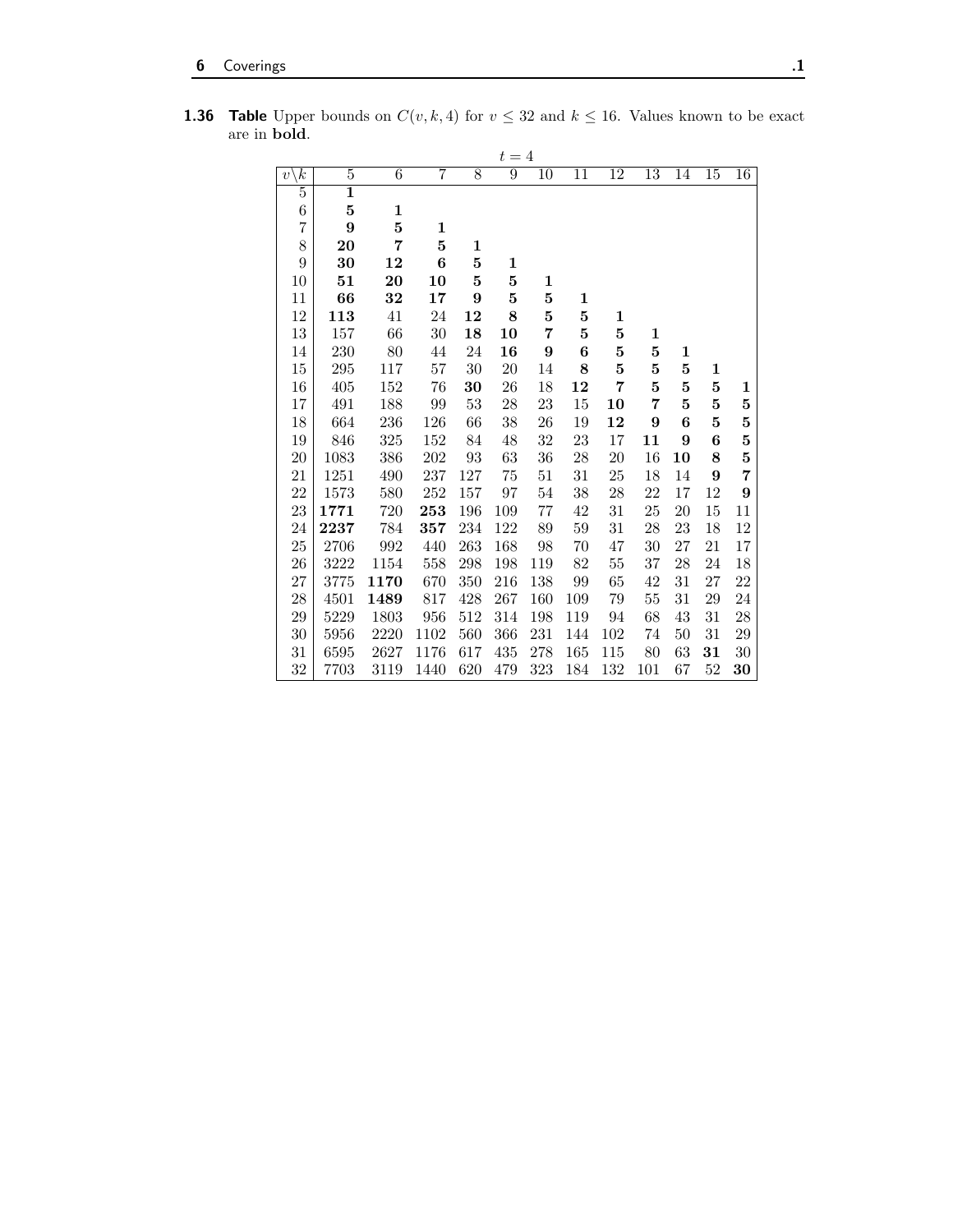**1.36 Table** Upper bounds on $C(v, k, 4)$ for $v \leq 32$ and $k \leq 16$. Values known to be exact are in **bold**.

$t = 4$

| $v \backslash k$ | 5 | 6 | 7 | 8 | 9 | 10 | 11 | 12 | 13 | 14 | 15 | 16 |
|---|---|---|---|---|---|---|---|---|---|---|---|---|
| 5 | **1** | | | | | | | | | | | |
| 6 | **5** | **1** | | | | | | | | | | |
| 7 | **9** | **5** | **1** | | | | | | | | | |
| 8 | **20** | **7** | **5** | **1** | | | | | | | | |
| 9 | **30** | **12** | **6** | **5** | **1** | | | | | | | |
| 10 | **51** | **20** | **10** | **5** | **5** | **1** | | | | | | |
| 11 | **66** | **32** | **17** | **9** | **5** | **5** | **1** | | | | | |
| 12 | **113** | 41 | 24 | **12** | **8** | **5** | **5** | **1** | | | | |
| 13 | 157 | 66 | 30 | **18** | **10** | **7** | **5** | **5** | **1** | | | |
| 14 | 230 | 80 | 44 | 24 | **16** | **9** | **6** | **5** | **5** | **1** | | |
| 15 | 295 | 117 | 57 | 30 | 20 | 14 | **8** | **5** | **5** | **5** | **1** | |
| 16 | 405 | 152 | 76 | **30** | 26 | 18 | **12** | **7** | **5** | **5** | **5** | **1** |
| 17 | 491 | 188 | 99 | 53 | 28 | 23 | 15 | **10** | **7** | **5** | **5** | **5** |
| 18 | 664 | 236 | 126 | 66 | 38 | 26 | 19 | **12** | **9** | **6** | **5** | **5** |
| 19 | 846 | 325 | 152 | 84 | 48 | 32 | 23 | 17 | **11** | **9** | **6** | **5** |
| 20 | 1083 | 386 | 202 | 93 | 63 | 36 | 28 | 20 | 16 | **10** | **8** | **5** |
| 21 | 1251 | 490 | 237 | 127 | 75 | 51 | 31 | 25 | 18 | 14 | **9** | **7** |
| 22 | 1573 | 580 | 252 | 157 | 97 | 54 | 38 | 28 | 22 | 17 | 12 | **9** |
| 23 | **1771** | 720 | **253** | 196 | 109 | 77 | 42 | 31 | 25 | 20 | 15 | 11 |
| 24 | **2237** | 784 | **357** | 234 | 122 | 89 | 59 | 31 | 28 | 23 | 18 | 12 |
| 25 | 2706 | 992 | 440 | 263 | 168 | 98 | 70 | 47 | 30 | 27 | 21 | 17 |
| 26 | 3222 | 1154 | 558 | 298 | 198 | 119 | 82 | 55 | 37 | 28 | 24 | 18 |
| 27 | 3775 | **1170** | 670 | 350 | 216 | 138 | 99 | 65 | 42 | 31 | 27 | 22 |
| 28 | 4501 | **1489** | 817 | 428 | 267 | 160 | 109 | 79 | 55 | 31 | 29 | 24 |
| 29 | 5229 | 1803 | 956 | 512 | 314 | 198 | 119 | 94 | 68 | 43 | 31 | 28 |
| 30 | 5956 | 2220 | 1102 | 560 | 366 | 231 | 144 | 102 | 74 | 50 | 31 | 29 |
| 31 | 6595 | 2627 | 1176 | 617 | 435 | 278 | 165 | 115 | 80 | 63 | **31** | 30 |
| 32 | 7703 | 3119 | 1440 | 620 | 479 | 323 | 184 | 132 | 101 | 67 | 52 | **30** |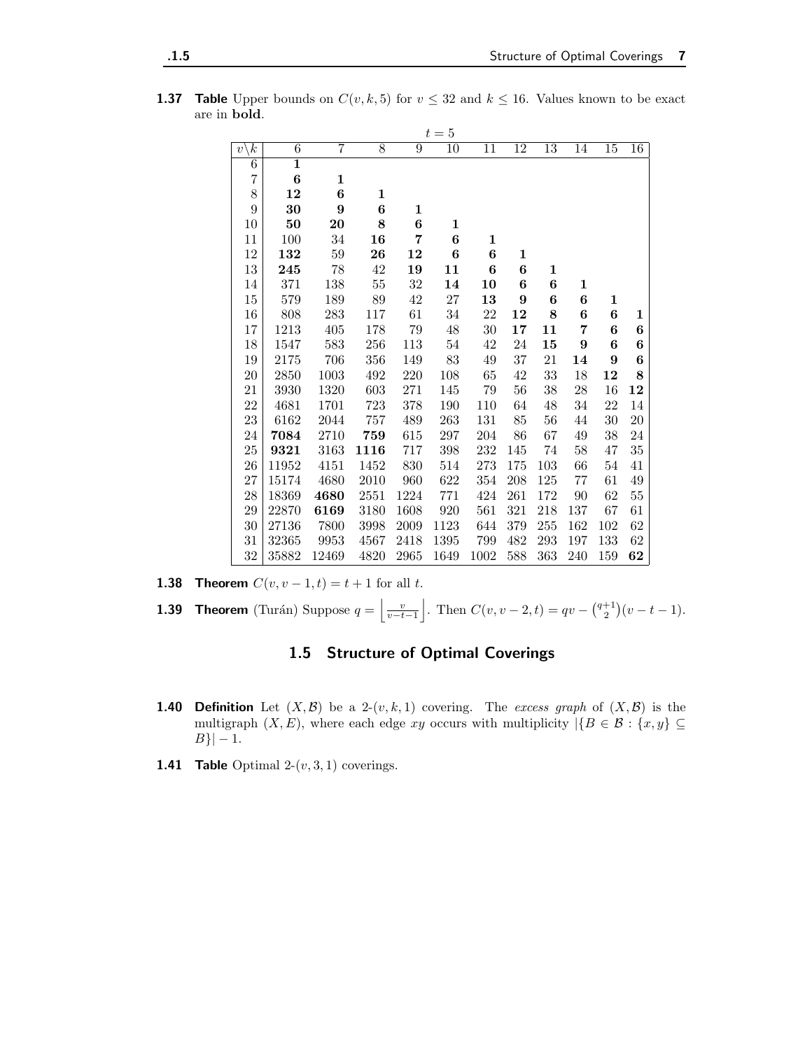**1.37 Table** Upper bounds on $C(v, k, 5)$ for $v \le 32$ and $k \le 16$. Values known to be exact are in **bold**.

| $t = 5$ | | | | | | | | | | | |
|---|---|---|---|---|---|---|---|---|---|---|---|
| $v \backslash k$ | 6 | 7 | 8 | 9 | 10 | 11 | 12 | 13 | 14 | 15 | 16 |
| 6 | **1** | | | | | | | | | | |
| 7 | **6** | **1** | | | | | | | | | |
| 8 | **12** | **6** | **1** | | | | | | | | |
| 9 | **30** | **9** | **6** | **1** | | | | | | | |
| 10 | **50** | **20** | **8** | **6** | **1** | | | | | | |
| 11 | 100 | 34 | **16** | **7** | **6** | **1** | | | | | |
| 12 | **132** | 59 | **26** | **12** | **6** | **6** | **1** | | | | |
| 13 | **245** | 78 | 42 | **19** | **11** | **6** | **6** | **1** | | | |
| 14 | 371 | 138 | 55 | 32 | **14** | **10** | **6** | **6** | **1** | | |
| 15 | 579 | 189 | 89 | 42 | 27 | **13** | **9** | **6** | **6** | **1** | |
| 16 | 808 | 283 | 117 | 61 | 34 | 22 | **12** | **8** | **6** | **6** | **1** |
| 17 | 1213 | 405 | 178 | 79 | 48 | 30 | **17** | **11** | **7** | **6** | **6** |
| 18 | 1547 | 583 | 256 | 113 | 54 | 42 | 24 | **15** | **9** | **6** | **6** |
| 19 | 2175 | 706 | 356 | 149 | 83 | 49 | 37 | 21 | **14** | **9** | **6** |
| 20 | 2850 | 1003 | 492 | 220 | 108 | 65 | 42 | 33 | 18 | **12** | **8** |
| 21 | 3930 | 1320 | 603 | 271 | 145 | 79 | 56 | 38 | 28 | 16 | **12** |
| 22 | 4681 | 1701 | 723 | 378 | 190 | 110 | 64 | 48 | 34 | 22 | 14 |
| 23 | 6162 | 2044 | 757 | 489 | 263 | 131 | 85 | 56 | 44 | 30 | 20 |
| 24 | **7084** | 2710 | **759** | 615 | 297 | 204 | 86 | 67 | 49 | 38 | 24 |
| 25 | **9321** | 3163 | **1116** | 717 | 398 | 232 | 145 | 74 | 58 | 47 | 35 |
| 26 | 11952 | 4151 | 1452 | 830 | 514 | 273 | 175 | 103 | 66 | 54 | 41 |
| 27 | 15174 | 4680 | 2010 | 960 | 622 | 354 | 208 | 125 | 77 | 61 | 49 |
| 28 | 18369 | **4680** | 2551 | 1224 | 771 | 424 | 261 | 172 | 90 | 62 | 55 |
| 29 | 22870 | **6169** | 3180 | 1608 | 920 | 561 | 321 | 218 | 137 | 67 | 61 |
| 30 | 27136 | 7800 | 3998 | 2009 | 1123 | 644 | 379 | 255 | 162 | 102 | 62 |
| 31 | 32365 | 9953 | 4567 | 2418 | 1395 | 799 | 482 | 293 | 197 | 133 | 62 |
| 32 | 35882 | 12469 | 4820 | 2965 | 1649 | 1002 | 588 | 363 | 240 | 159 | **62** |

**1.38 Theorem** $C(v, v-1, t) = t + 1$ for all $t$.

**1.39 Theorem** (Turán) Suppose $q = \left\lfloor \frac{v}{v-t-1} \right\rfloor$. Then $C(v, v-2, t) = qv - \binom{q+1}{2}(v - t - 1)$.

## 1.5 Structure of Optimal Coverings

**1.40 Definition** Let $(X, \mathcal{B})$ be a 2-$(v, k, 1)$ covering. The *excess graph* of $(X, \mathcal{B})$ is the multigraph $(X, E)$, where each edge $xy$ occurs with multiplicity $|\{B \in \mathcal{B} : \{x, y\} \subseteq B\}| - 1$.

**1.41 Table** Optimal 2-$(v, 3, 1)$ coverings.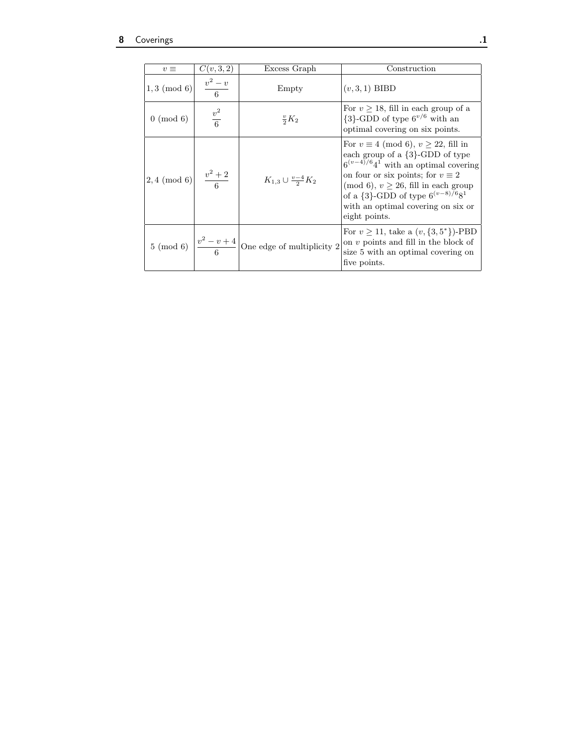| $v \equiv$ | $C(v,3,2)$ | Excess Graph | Construction |
| --- | --- | --- | --- |
| $1, 3 \pmod 6$ | $\dfrac{v^2 - v}{6}$ | Empty | $(v, 3, 1)$ BIBD |
| $0 \pmod 6$ | $\dfrac{v^2}{6}$ | $\frac{v}{2} K_2$ | For $v \geq 18$, fill in each group of a $\{3\}$-GDD of type $6^{v/6}$ with an optimal covering on six points. |
| $2, 4 \pmod 6$ | $\dfrac{v^2 + 2}{6}$ | $K_{1,3} \cup \frac{v-4}{2} K_2$ | For $v \equiv 4 \pmod 6$, $v \geq 22$, fill in each group of a $\{3\}$-GDD of type $6^{(v-4)/6} 4^1$ with an optimal covering on four or six points; for $v \equiv 2 \pmod 6$, $v \geq 26$, fill in each group of a $\{3\}$-GDD of type $6^{(v-8)/6} 8^1$ with an optimal covering on six or eight points. |
| $5 \pmod 6$ | $\dfrac{v^2 - v + 4}{6}$ | One edge of multiplicity 2 | For $v \geq 11$, take a $(v, \{3, 5^*\})$-PBD on $v$ points and fill in the block of size 5 with an optimal covering on five points. |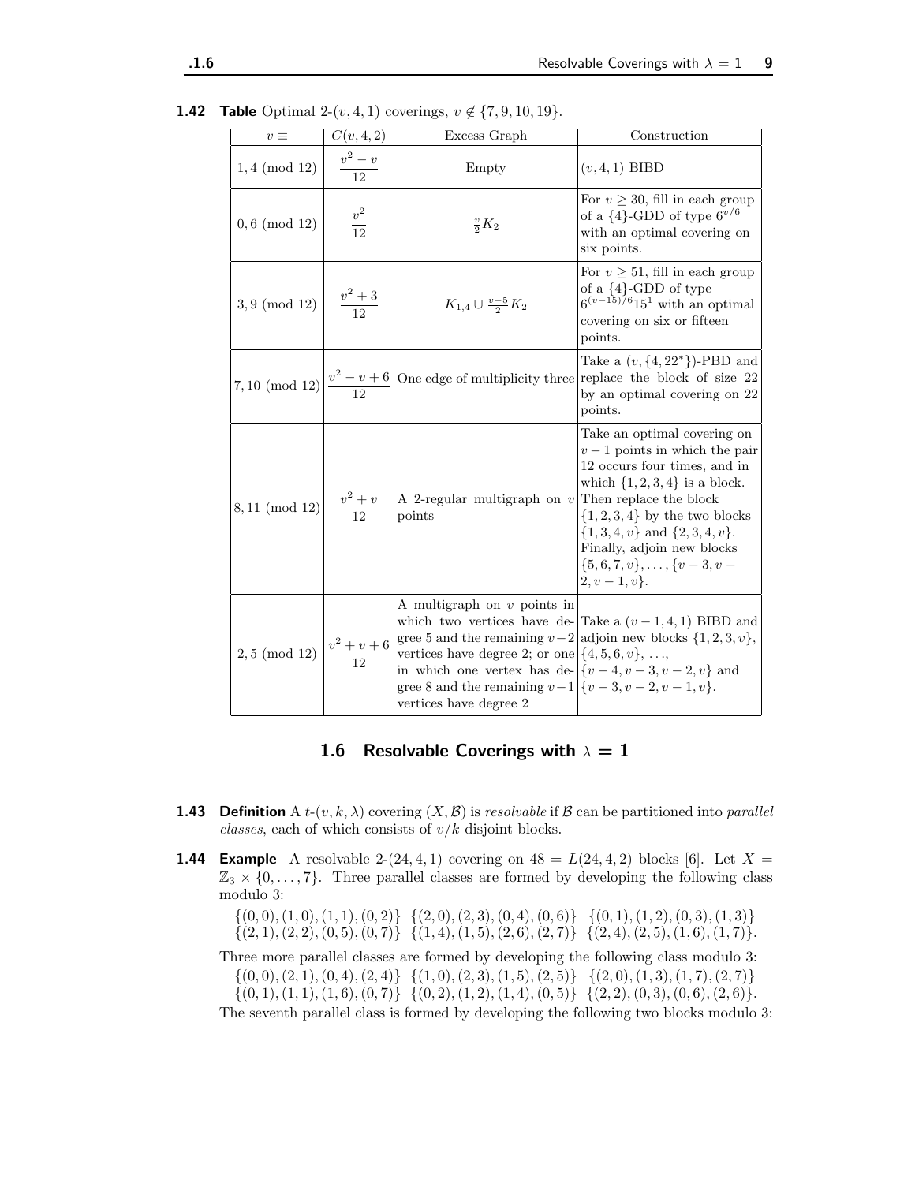**1.42 Table** Optimal 2-$(v,4,1)$ coverings, $v \notin \{7,9,10,19\}$.

| $v \equiv$ | $C(v,4,2)$ | Excess Graph | Construction |
|---|---|---|---|
| $1,4 \pmod{12}$ | $\frac{v^2-v}{12}$ | Empty | $(v,4,1)$ BIBD |
| $0,6 \pmod{12}$ | $\frac{v^2}{12}$ | $\frac{v}{2}K_2$ | For $v \geq 30$, fill in each group of a $\{4\}$-GDD of type $6^{v/6}$ with an optimal covering on six points. |
| $3,9 \pmod{12}$ | $\frac{v^2+3}{12}$ | $K_{1,4} \cup \frac{v-5}{2}K_2$ | For $v \geq 51$, fill in each group of a $\{4\}$-GDD of type $6^{(v-15)/6}15^1$ with an optimal covering on six or fifteen points. |
| $7,10 \pmod{12}$ | $\frac{v^2-v+6}{12}$ | One edge of multiplicity three | Take a $(v,\{4,22^*\})$-PBD and replace the block of size 22 by an optimal covering on 22 points. |
| $8,11 \pmod{12}$ | $\frac{v^2+v}{12}$ | A 2-regular multigraph on $v$ points | Take an optimal covering on $v-1$ points in which the pair 12 occurs four times, and in which $\{1,2,3,4\}$ is a block. Then replace the block $\{1,2,3,4\}$ by the two blocks $\{1,3,4,v\}$ and $\{2,3,4,v\}$. Finally, adjoin new blocks $\{5,6,7,v\},\ldots,\{v-3,v-2,v-1,v\}$. |
| $2,5 \pmod{12}$ | $\frac{v^2+v+6}{12}$ | A multigraph on $v$ points in which two vertices have degree 5 and the remaining $v-2$ vertices have degree 2; or one in which one vertex has degree 8 and the remaining $v-1$ vertices have degree 2 | Take a $(v-1,4,1)$ BIBD and adjoin new blocks $\{1,2,3,v\}$, $\{4,5,6,v\}$, $\ldots$, $\{v-4,v-3,v-2,v\}$ and $\{v-3,v-2,v-1,v\}$. |

## 1.6 Resolvable Coverings with $\lambda = 1$

**1.43 Definition** A $t$-$(v,k,\lambda)$ covering $(X,\mathcal{B})$ is *resolvable* if $\mathcal{B}$ can be partitioned into *parallel classes*, each of which consists of $v/k$ disjoint blocks.

**1.44 Example** A resolvable 2-$(24,4,1)$ covering on $48 = L(24,4,2)$ blocks [6]. Let $X = \mathbb{Z}_3 \times \{0,\ldots,7\}$. Three parallel classes are formed by developing the following class modulo 3:

$\{(0,0),(1,0),(1,1),(0,2)\}$ $\{(2,0),(2,3),(0,4),(0,6)\}$ $\{(0,1),(1,2),(0,3),(1,3)\}$
$\{(2,1),(2,2),(0,5),(0,7)\}$ $\{(1,4),(1,5),(2,6),(2,7)\}$ $\{(2,4),(2,5),(1,6),(1,7)\}$.

Three more parallel classes are formed by developing the following class modulo 3:
$\{(0,0),(2,1),(0,4),(2,4)\}$ $\{(1,0),(2,3),(1,5),(2,5)\}$ $\{(2,0),(1,3),(1,7),(2,7)\}$
$\{(0,1),(1,1),(1,6),(0,7)\}$ $\{(0,2),(1,2),(1,4),(0,5)\}$ $\{(2,2),(0,3),(0,6),(2,6)\}$.

The seventh parallel class is formed by developing the following two blocks modulo 3: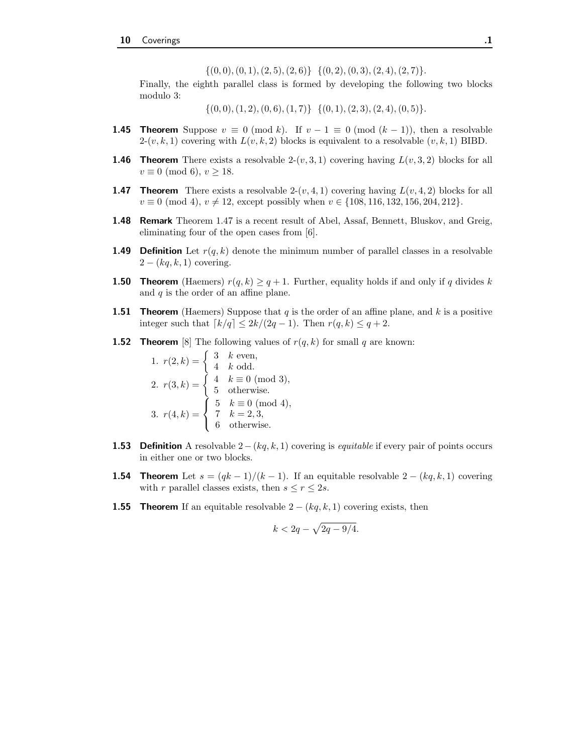$$\{(0,0),(0,1),(2,5),(2,6)\} \;\; \{(0,2),(0,3),(2,4),(2,7)\}.$$

Finally, the eighth parallel class is formed by developing the following two blocks modulo 3:

$$\{(0,0),(1,2),(0,6),(1,7)\} \;\; \{(0,1),(2,3),(2,4),(0,5)\}.$$

**1.45 Theorem** Suppose $v \equiv 0 \pmod{k}$. If $v-1 \equiv 0 \pmod{(k-1)}$, then a resolvable 2-$(v,k,1)$ covering with $L(v,k,2)$ blocks is equivalent to a resolvable $(v,k,1)$ BIBD.

**1.46 Theorem** There exists a resolvable 2-$(v,3,1)$ covering having $L(v,3,2)$ blocks for all $v \equiv 0 \pmod{6}$, $v \geq 18$.

**1.47 Theorem** There exists a resolvable 2-$(v,4,1)$ covering having $L(v,4,2)$ blocks for all $v \equiv 0 \pmod{4}$, $v \neq 12$, except possibly when $v \in \{108, 116, 132, 156, 204, 212\}$.

**1.48 Remark** Theorem 1.47 is a recent result of Abel, Assaf, Bennett, Bluskov, and Greig, eliminating four of the open cases from [6].

**1.49 Definition** Let $r(q,k)$ denote the minimum number of parallel classes in a resolvable $2-(kq,k,1)$ covering.

**1.50 Theorem** (Haemers) $r(q,k) \geq q+1$. Further, equality holds if and only if $q$ divides $k$ and $q$ is the order of an affine plane.

**1.51 Theorem** (Haemers) Suppose that $q$ is the order of an affine plane, and $k$ is a positive integer such that $\lceil k/q \rceil \leq 2k/(2q-1)$. Then $r(q,k) \leq q+2$.

**1.52 Theorem** [8] The following values of $r(q,k)$ for small $q$ are known:

1. $r(2,k) = \begin{cases} 3 & k \text{ even}, \\ 4 & k \text{ odd}. \end{cases}$
2. $r(3,k) = \begin{cases} 4 & k \equiv 0 \pmod{3}, \\ 5 & \text{otherwise}. \end{cases}$
3. $r(4,k) = \begin{cases} 5 & k \equiv 0 \pmod{4}, \\ 7 & k = 2,3, \\ 6 & \text{otherwise}. \end{cases}$

**1.53 Definition** A resolvable $2-(kq,k,1)$ covering is *equitable* if every pair of points occurs in either one or two blocks.

**1.54 Theorem** Let $s = (qk-1)/(k-1)$. If an equitable resolvable $2-(kq,k,1)$ covering with $r$ parallel classes exists, then $s \leq r \leq 2s$.

**1.55 Theorem** If an equitable resolvable $2-(kq,k,1)$ covering exists, then

$$k < 2q - \sqrt{2q - 9/4}.$$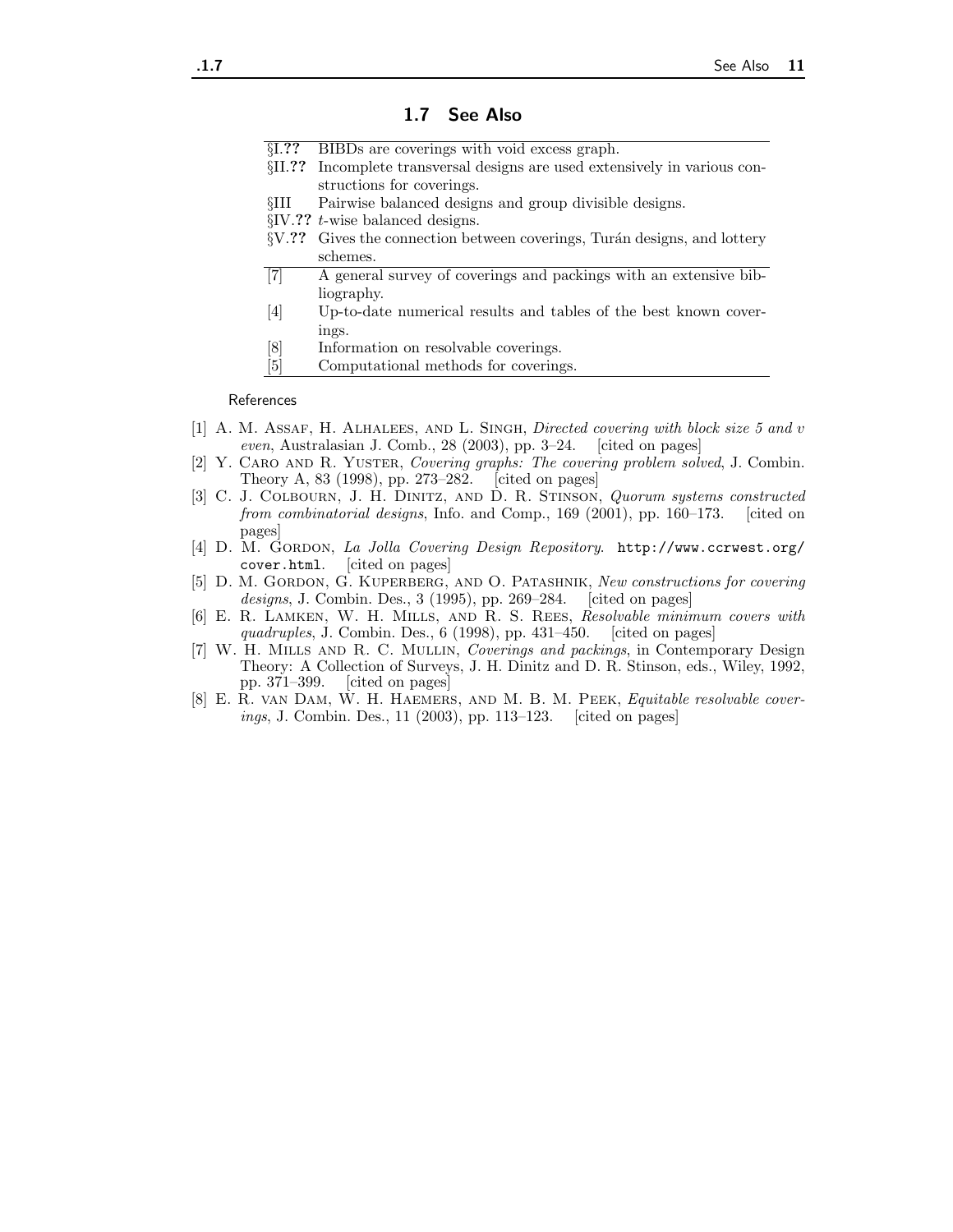## 1.7 See Also

| | |
|---|---|
| §I.?? | BIBDs are coverings with void excess graph. |
| §II.?? | Incomplete transversal designs are used extensively in various constructions for coverings. |
| §III | Pairwise balanced designs and group divisible designs. |
| §IV.?? | $t$-wise balanced designs. |
| §V.?? | Gives the connection between coverings, Turán designs, and lottery schemes. |
| [7] | A general survey of coverings and packings with an extensive bibliography. |
| [4] | Up-to-date numerical results and tables of the best known coverings. |
| [8] | Information on resolvable coverings. |
| [5] | Computational methods for coverings. |

References

[1] A. M. Assaf, H. Alhalees, and L. Singh, *Directed covering with block size 5 and v even*, Australasian J. Comb., 28 (2003), pp. 3–24. [cited on pages]

[2] Y. Caro and R. Yuster, *Covering graphs: The covering problem solved*, J. Combin. Theory A, 83 (1998), pp. 273–282. [cited on pages]

[3] C. J. Colbourn, J. H. Dinitz, and D. R. Stinson, *Quorum systems constructed from combinatorial designs*, Info. and Comp., 169 (2001), pp. 160–173. [cited on pages]

[4] D. M. Gordon, *La Jolla Covering Design Repository*. `http://www.ccrwest.org/cover.html`. [cited on pages]

[5] D. M. Gordon, G. Kuperberg, and O. Patashnik, *New constructions for covering designs*, J. Combin. Des., 3 (1995), pp. 269–284. [cited on pages]

[6] E. R. Lamken, W. H. Mills, and R. S. Rees, *Resolvable minimum covers with quadruples*, J. Combin. Des., 6 (1998), pp. 431–450. [cited on pages]

[7] W. H. Mills and R. C. Mullin, *Coverings and packings*, in Contemporary Design Theory: A Collection of Surveys, J. H. Dinitz and D. R. Stinson, eds., Wiley, 1992, pp. 371–399. [cited on pages]

[8] E. R. van Dam, W. H. Haemers, and M. B. M. Peek, *Equitable resolvable coverings*, J. Combin. Des., 11 (2003), pp. 113–123. [cited on pages]